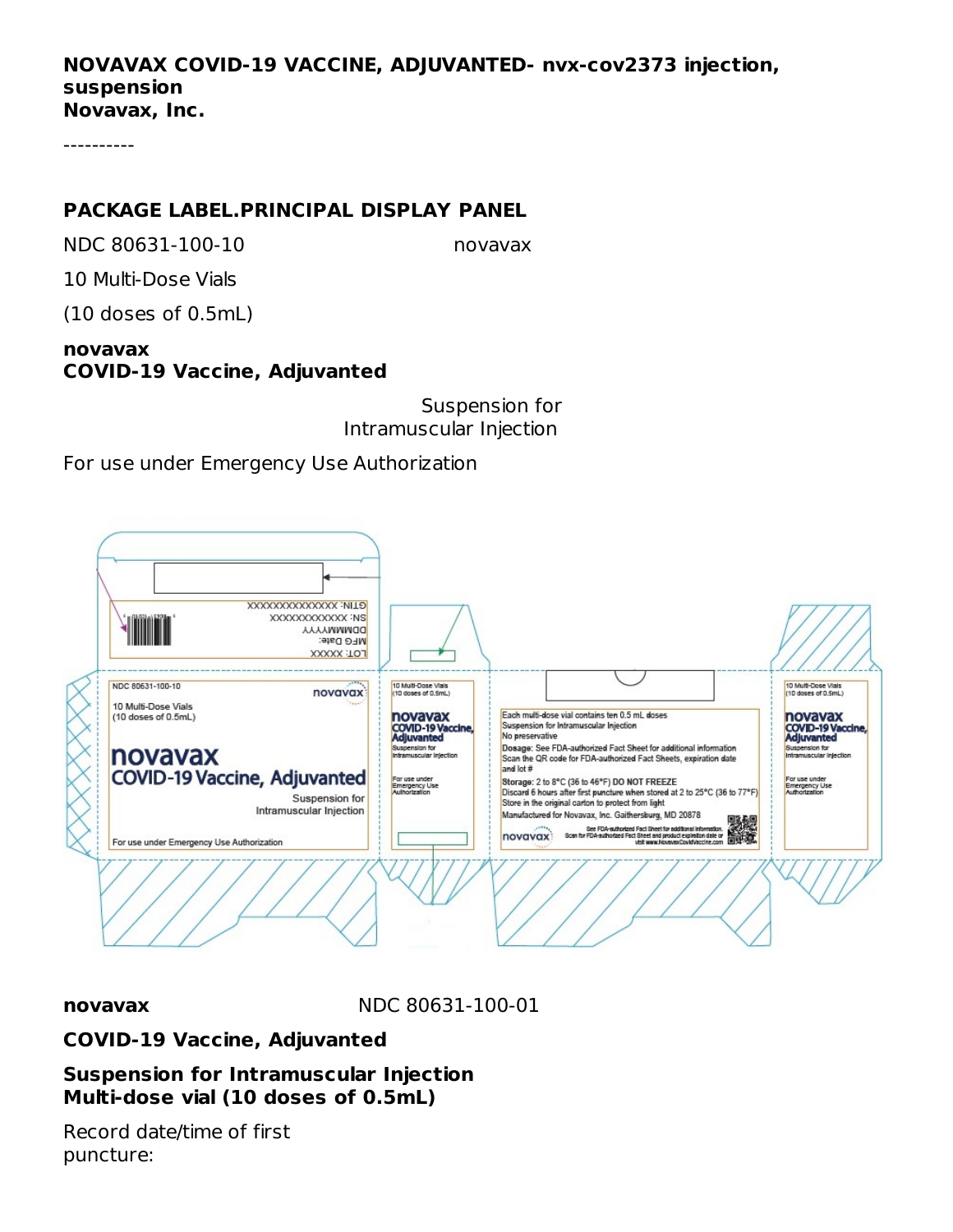**NOVAVAX COVID-19 VACCINE, ADJUVANTED- nvx-cov2373 injection, suspension**
**Novavax, Inc.**

----------

## PACKAGE LABEL.PRINCIPAL DISPLAY PANEL

NDC 80631-100-10 novavax

10 Multi-Dose Vials

(10 doses of 0.5mL)

**novavax**
**COVID-19 Vaccine, Adjuvanted**

Suspension for
Intramuscular Injection

For use under Emergency Use Authorization

LOT: XXXXX
MFG Date:
DDMMMYYYY
SN: XXXXXXXXXXXX
GTIN: XXXXXXXXXXXXXX

NDC 80631-100-10

novavax

10 Multi-Dose Vials
(10 doses of 0.5mL)

novavax
COVID-19 Vaccine, Adjuvanted

Suspension for
Intramuscular Injection

For use under Emergency Use Authorization

10 Multi-Dose Vials
(10 doses of 0.5mL)

novavax
COVID-19 Vaccine, Adjuvanted
Suspension for
Intramuscular Injection

For use under
Emergency Use
Authorization

Each multi-dose vial contains ten 0.5 mL doses
Suspension for Intramuscular Injection
No preservative
**Dosage:** See FDA-authorized Fact Sheet for additional information
Scan the QR code for FDA-authorized Fact Sheets, expiration date and lot #
**Storage:** 2 to 8°C (36 to 46°F) DO NOT FREEZE
Discard 6 hours after first puncture when stored at 2 to 25°C (36 to 77°F)
Store in the original carton to protect from light
Manufactured for Novavax, Inc. Gaithersburg, MD 20878

novavax

See FDA-authorized Fact Sheet for additional information.
Scan for FDA-authorized Fact Sheet and product expiration date or visit www.NovavaxCovidVaccine.com

10 Multi-Dose Vials
(10 doses of 0.5mL)

novavax
COVID-19 Vaccine, Adjuvanted
Suspension for
Intramuscular Injection

For use under
Emergency Use
Authorization

**novavax** NDC 80631-100-01

**COVID-19 Vaccine, Adjuvanted**

**Suspension for Intramuscular Injection**
**Multi-dose vial (10 doses of 0.5mL)**

Record date/time of first
puncture: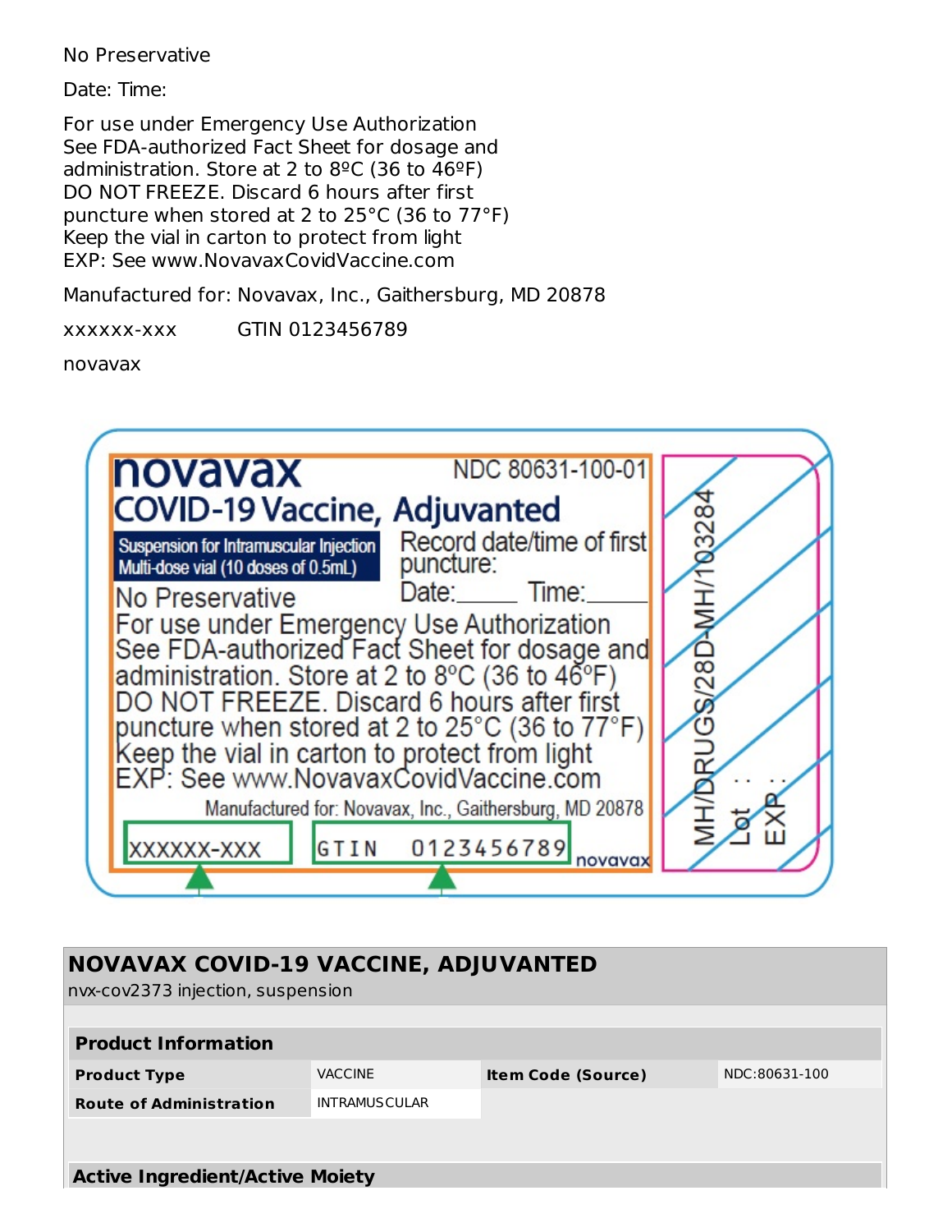No Preservative

Date: Time:

For use under Emergency Use Authorization
See FDA-authorized Fact Sheet for dosage and administration. Store at 2 to 8ºC (36 to 46ºF)
DO NOT FREEZE. Discard 6 hours after first puncture when stored at 2 to 25°C (36 to 77°F)
Keep the vial in carton to protect from light
EXP: See www.NovavaxCovidVaccine.com

Manufactured for: Novavax, Inc., Gaithersburg, MD 20878

xxxxxx-xxx GTIN 0123456789

novavax

novavax
NDC 80631-100-01
COVID-19 Vaccine, Adjuvanted
Suspension for Intramuscular Injection
Multi-dose vial (10 doses of 0.5mL)
Record date/time of first puncture:
Date:_____ Time:_____
No Preservative
For use under Emergency Use Authorization
See FDA-authorized Fact Sheet for dosage and administration. Store at 2 to 8°C (36 to 46°F)
DO NOT FREEZE. Discard 6 hours after first puncture when stored at 2 to 25°C (36 to 77°F)
Keep the vial in carton to protect from light
EXP: See www.NovavaxCovidVaccine.com
Manufactured for: Novavax, Inc., Gaithersburg, MD 20878
XXXXXX-XXX GTIN 0123456789
novavax
MH/DRUGS/28D-MH/103284
Lot :
EXP :

| **NOVAVAX COVID-19 VACCINE, ADJUVANTED** | | | |
|---|---|---|---|
| nvx-cov2373 injection, suspension | | | |
| **Product Information** | | | |
| **Product Type** | VACCINE | **Item Code (Source)** | NDC:80631-100 |
| **Route of Administration** | INTRAMUSCULAR | | |

**Active Ingredient/Active Moiety**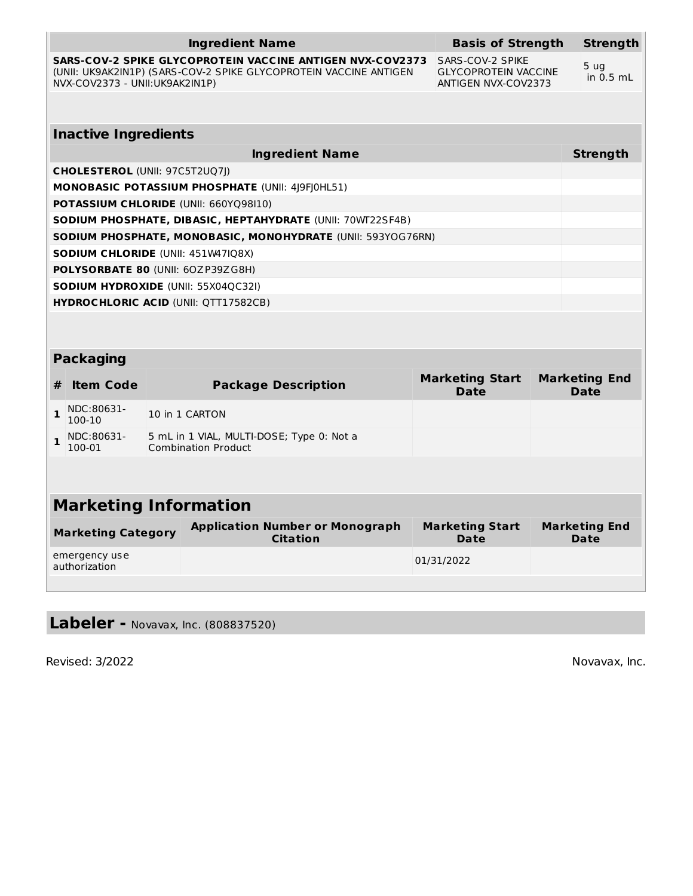| Ingredient Name | Basis of Strength | Strength |
|---|---|---|
| **SARS-COV-2 SPIKE GLYCOPROTEIN VACCINE ANTIGEN NVX-COV2373** (UNII: UK9AK2IN1P) (SARS-COV-2 SPIKE GLYCOPROTEIN VACCINE ANTIGEN NVX-COV2373 - UNII:UK9AK2IN1P) | SARS-COV-2 SPIKE GLYCOPROTEIN VACCINE ANTIGEN NVX-COV2373 | 5 ug in 0.5 mL |

## Inactive Ingredients

| Ingredient Name | Strength |
|---|---|
| **CHOLESTEROL** (UNII: 97C5T2UQ7J) | |
| **MONOBASIC POTASSIUM PHOSPHATE** (UNII: 4J9FJ0HL51) | |
| **POTASSIUM CHLORIDE** (UNII: 660YQ98I10) | |
| **SODIUM PHOSPHATE, DIBASIC, HEPTAHYDRATE** (UNII: 70WT22SF4B) | |
| **SODIUM PHOSPHATE, MONOBASIC, MONOHYDRATE** (UNII: 593YOG76RN) | |
| **SODIUM CHLORIDE** (UNII: 451W47IQ8X) | |
| **POLYSORBATE 80** (UNII: 6OZP39ZG8H) | |
| **SODIUM HYDROXIDE** (UNII: 55X04QC32I) | |
| **HYDROCHLORIC ACID** (UNII: QTT17582CB) | |

## Packaging

| # | Item Code | Package Description | Marketing Start Date | Marketing End Date |
|---|---|---|---|---|
| 1 | NDC:80631-100-10 | 10 in 1 CARTON | | |
| 1 | NDC:80631-100-01 | 5 mL in 1 VIAL, MULTI-DOSE; Type 0: Not a Combination Product | | |

## Marketing Information

| Marketing Category | Application Number or Monograph Citation | Marketing Start Date | Marketing End Date |
|---|---|---|---|
| emergency use authorization | | 01/31/2022 | |

## Labeler - Novavax, Inc. (808837520)

Revised: 3/2022

Novavax, Inc.